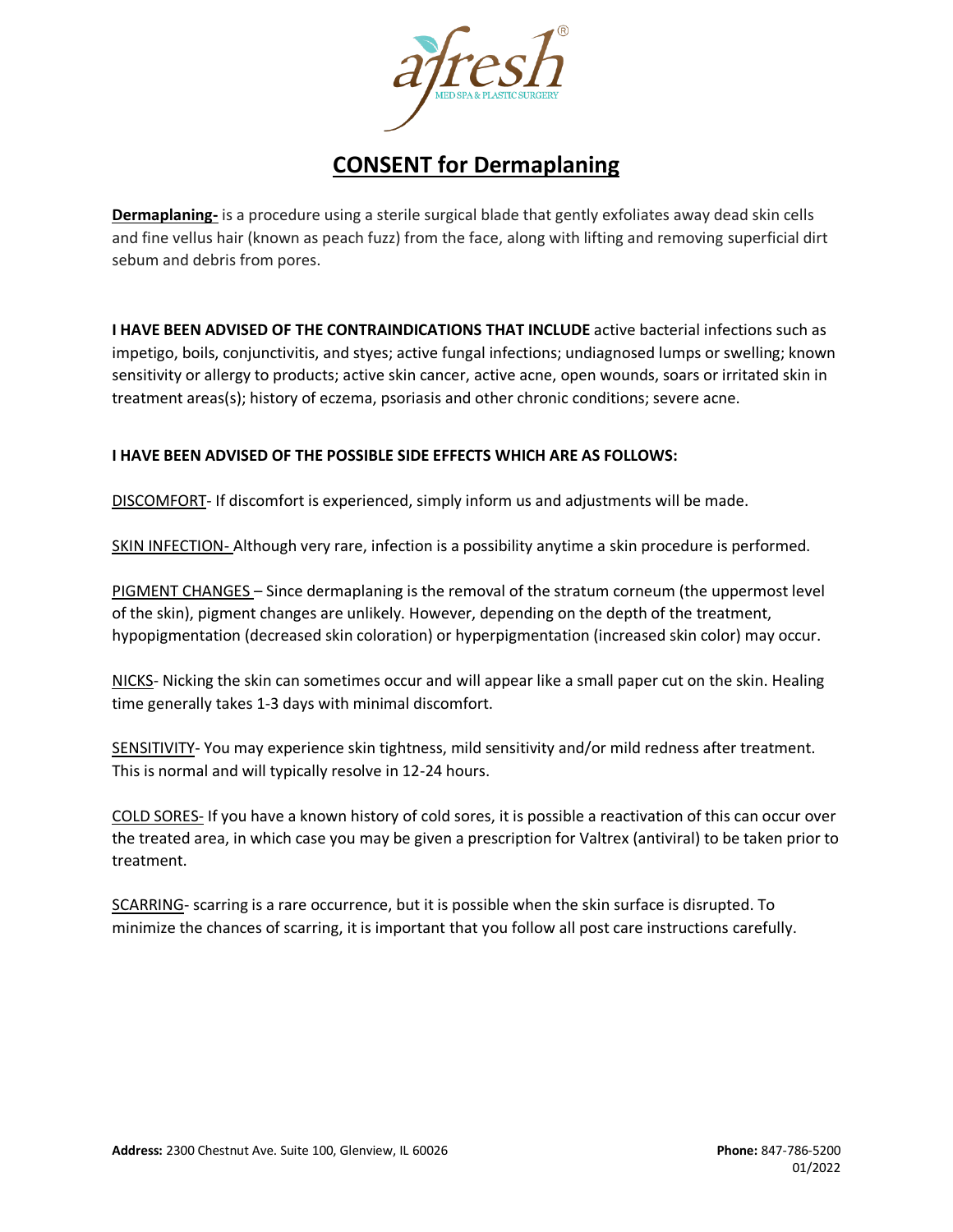# CONSENT for Dermaplaning

**Dermaplaning-** is a procedure using a sterile surgical blade that gently exfoliates away dead skin cells and fine vellus hair (known as peach fuzz) from the face, along with lifting and removing superficial dirt sebum and debris from pores.

**I HAVE BEEN ADVISED OF THE CONTRAINDICATIONS THAT INCLUDE** active bacterial infections such as impetigo, boils, conjunctivitis, and styes; active fungal infections; undiagnosed lumps or swelling; known sensitivity or allergy to products; active skin cancer, active acne, open wounds, soars or irritated skin in treatment areas(s); history of eczema, psoriasis and other chronic conditions; severe acne.

**I HAVE BEEN ADVISED OF THE POSSIBLE SIDE EFFECTS WHICH ARE AS FOLLOWS:**

DISCOMFORT- If discomfort is experienced, simply inform us and adjustments will be made.

SKIN INFECTION- Although very rare, infection is a possibility anytime a skin procedure is performed.

PIGMENT CHANGES – Since dermaplaning is the removal of the stratum corneum (the uppermost level of the skin), pigment changes are unlikely. However, depending on the depth of the treatment, hypopigmentation (decreased skin coloration) or hyperpigmentation (increased skin color) may occur.

NICKS- Nicking the skin can sometimes occur and will appear like a small paper cut on the skin. Healing time generally takes 1-3 days with minimal discomfort.

SENSITIVITY- You may experience skin tightness, mild sensitivity and/or mild redness after treatment. This is normal and will typically resolve in 12-24 hours.

COLD SORES- If you have a known history of cold sores, it is possible a reactivation of this can occur over the treated area, in which case you may be given a prescription for Valtrex (antiviral) to be taken prior to treatment.

SCARRING- scarring is a rare occurrence, but it is possible when the skin surface is disrupted. To minimize the chances of scarring, it is important that you follow all post care instructions carefully.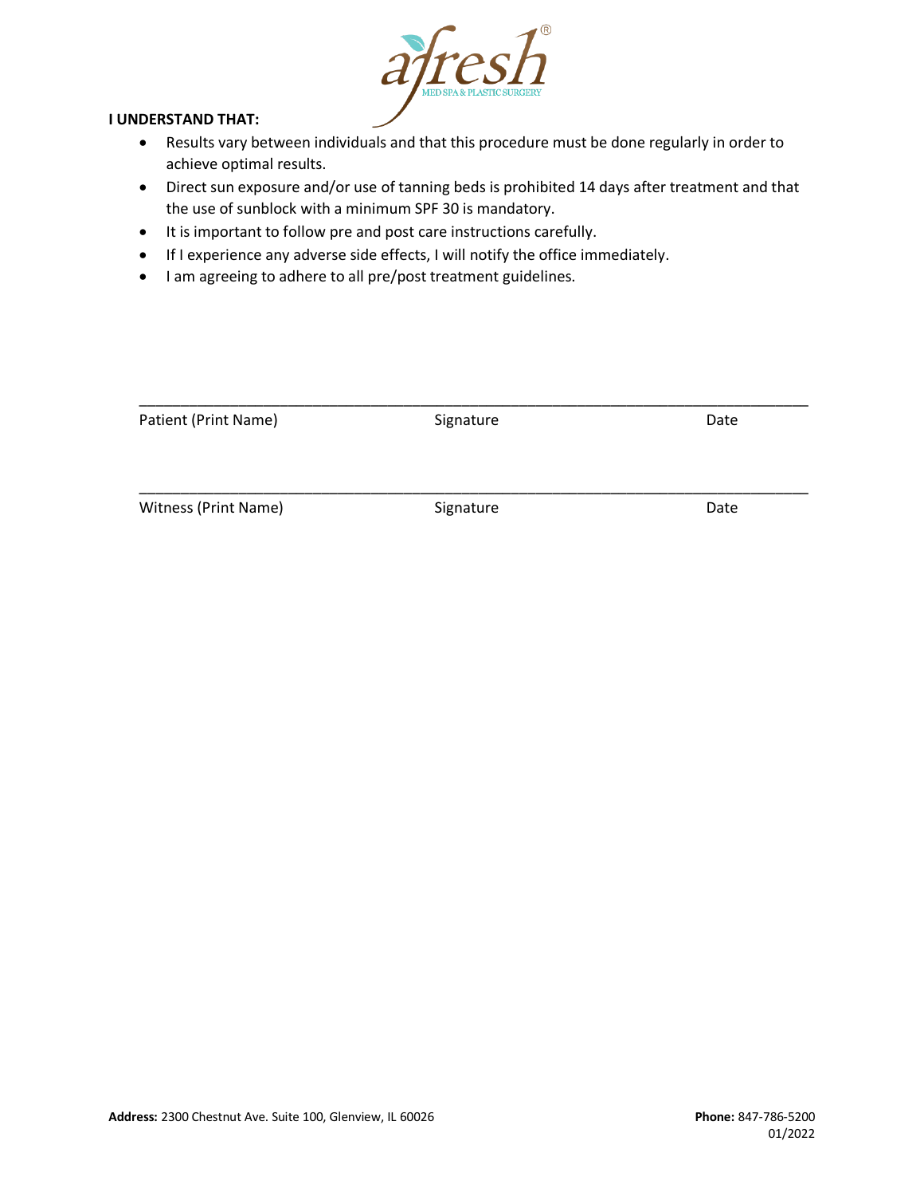afresh®

MED SPA & PLASTIC SURGERY

**I UNDERSTAND THAT:**

- Results vary between individuals and that this procedure must be done regularly in order to achieve optimal results.
- Direct sun exposure and/or use of tanning beds is prohibited 14 days after treatment and that the use of sunblock with a minimum SPF 30 is mandatory.
- It is important to follow pre and post care instructions carefully.
- If I experience any adverse side effects, I will notify the office immediately.
- I am agreeing to adhere to all pre/post treatment guidelines.

\_\_\_\_\_\_\_\_\_\_\_\_\_\_\_\_\_\_\_\_\_\_\_\_\_\_\_\_\_\_\_\_\_\_\_\_\_\_\_\_\_\_\_\_\_\_\_\_\_\_\_\_\_\_\_\_\_\_\_\_\_\_\_\_\_\_\_\_\_\_\_\_

Patient (Print Name) Signature Date

\_\_\_\_\_\_\_\_\_\_\_\_\_\_\_\_\_\_\_\_\_\_\_\_\_\_\_\_\_\_\_\_\_\_\_\_\_\_\_\_\_\_\_\_\_\_\_\_\_\_\_\_\_\_\_\_\_\_\_\_\_\_\_\_\_\_\_\_\_\_\_\_

Witness (Print Name) Signature Date

**Address:** 2300 Chestnut Ave. Suite 100, Glenview, IL 60026

**Phone:** 847-786-5200

01/2022